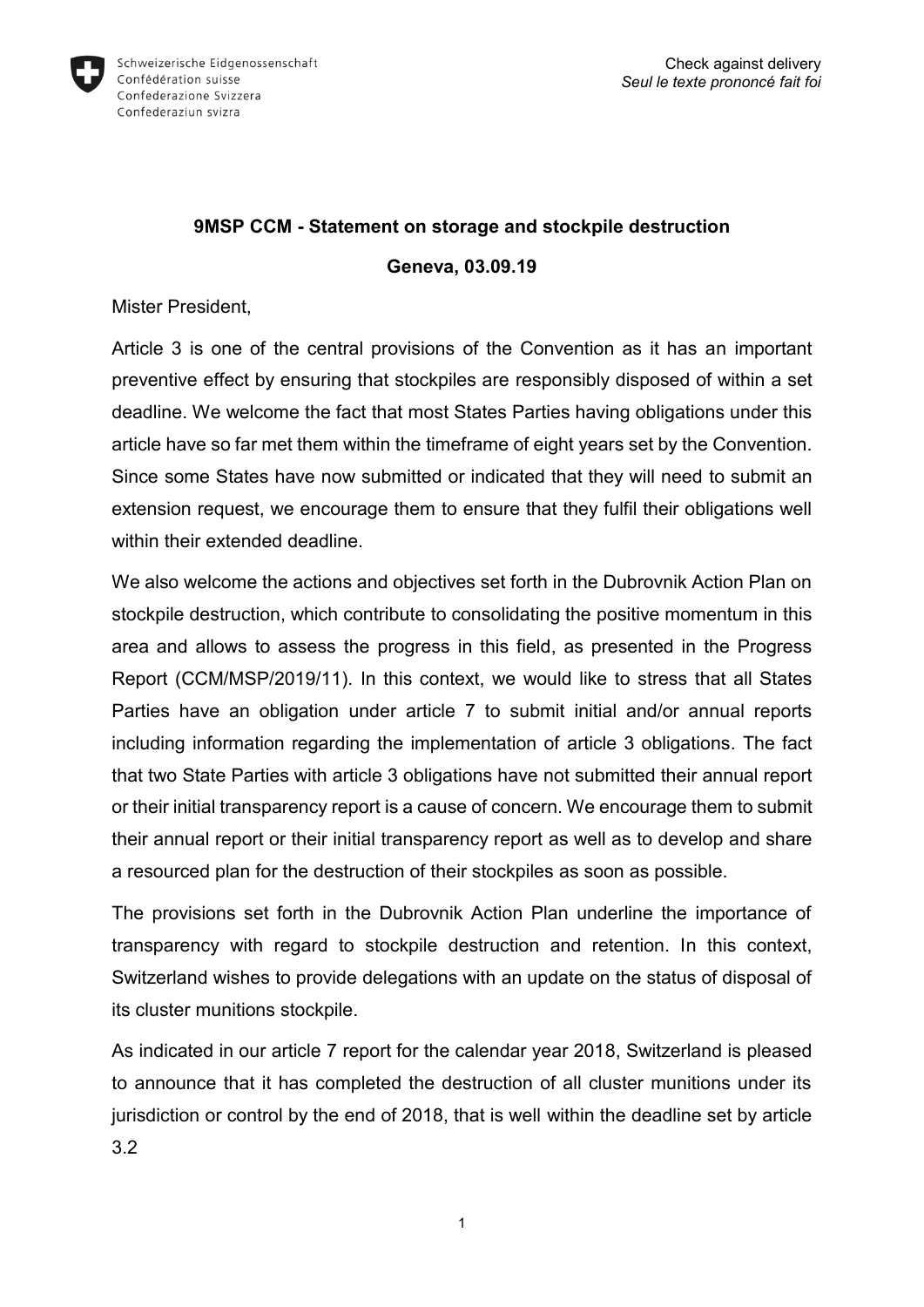Schweizerische Eidgenossenschaft
Confédération suisse
Confederazione Svizzera
Confederaziun svizra

Check against delivery
*Seul le texte prononcé fait foi*

**9MSP CCM - Statement on storage and stockpile destruction**

**Geneva, 03.09.19**

Mister President,

Article 3 is one of the central provisions of the Convention as it has an important preventive effect by ensuring that stockpiles are responsibly disposed of within a set deadline. We welcome the fact that most States Parties having obligations under this article have so far met them within the timeframe of eight years set by the Convention. Since some States have now submitted or indicated that they will need to submit an extension request, we encourage them to ensure that they fulfil their obligations well within their extended deadline.

We also welcome the actions and objectives set forth in the Dubrovnik Action Plan on stockpile destruction, which contribute to consolidating the positive momentum in this area and allows to assess the progress in this field, as presented in the Progress Report (CCM/MSP/2019/11). In this context, we would like to stress that all States Parties have an obligation under article 7 to submit initial and/or annual reports including information regarding the implementation of article 3 obligations. The fact that two State Parties with article 3 obligations have not submitted their annual report or their initial transparency report is a cause of concern. We encourage them to submit their annual report or their initial transparency report as well as to develop and share a resourced plan for the destruction of their stockpiles as soon as possible.

The provisions set forth in the Dubrovnik Action Plan underline the importance of transparency with regard to stockpile destruction and retention. In this context, Switzerland wishes to provide delegations with an update on the status of disposal of its cluster munitions stockpile.

As indicated in our article 7 report for the calendar year 2018, Switzerland is pleased to announce that it has completed the destruction of all cluster munitions under its jurisdiction or control by the end of 2018, that is well within the deadline set by article 3.2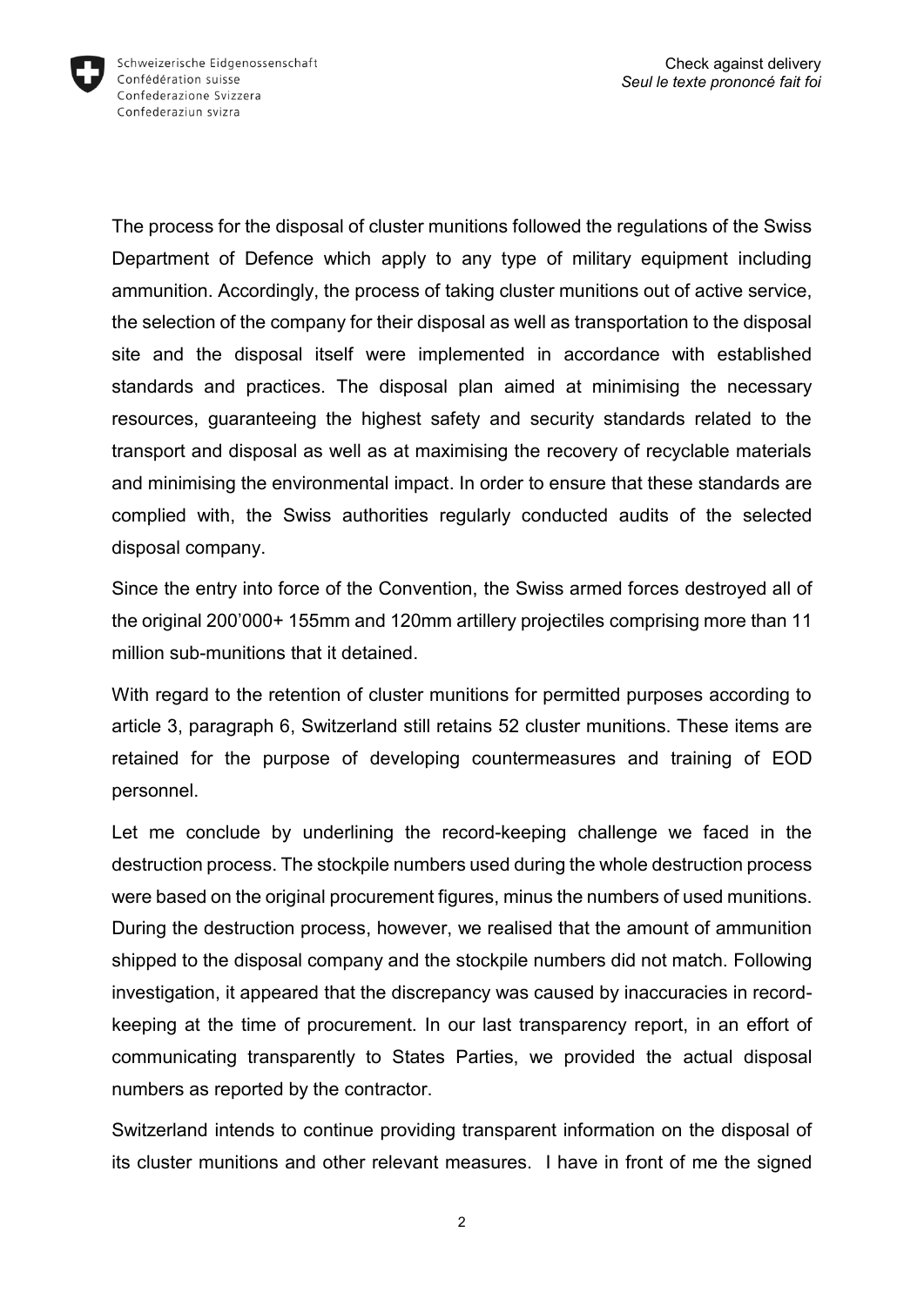The process for the disposal of cluster munitions followed the regulations of the Swiss Department of Defence which apply to any type of military equipment including ammunition. Accordingly, the process of taking cluster munitions out of active service, the selection of the company for their disposal as well as transportation to the disposal site and the disposal itself were implemented in accordance with established standards and practices. The disposal plan aimed at minimising the necessary resources, guaranteeing the highest safety and security standards related to the transport and disposal as well as at maximising the recovery of recyclable materials and minimising the environmental impact. In order to ensure that these standards are complied with, the Swiss authorities regularly conducted audits of the selected disposal company.

Since the entry into force of the Convention, the Swiss armed forces destroyed all of the original 200'000+ 155mm and 120mm artillery projectiles comprising more than 11 million sub-munitions that it detained.

With regard to the retention of cluster munitions for permitted purposes according to article 3, paragraph 6, Switzerland still retains 52 cluster munitions. These items are retained for the purpose of developing countermeasures and training of EOD personnel.

Let me conclude by underlining the record-keeping challenge we faced in the destruction process. The stockpile numbers used during the whole destruction process were based on the original procurement figures, minus the numbers of used munitions. During the destruction process, however, we realised that the amount of ammunition shipped to the disposal company and the stockpile numbers did not match. Following investigation, it appeared that the discrepancy was caused by inaccuracies in record-keeping at the time of procurement. In our last transparency report, in an effort of communicating transparently to States Parties, we provided the actual disposal numbers as reported by the contractor.

Switzerland intends to continue providing transparent information on the disposal of its cluster munitions and other relevant measures. I have in front of me the signed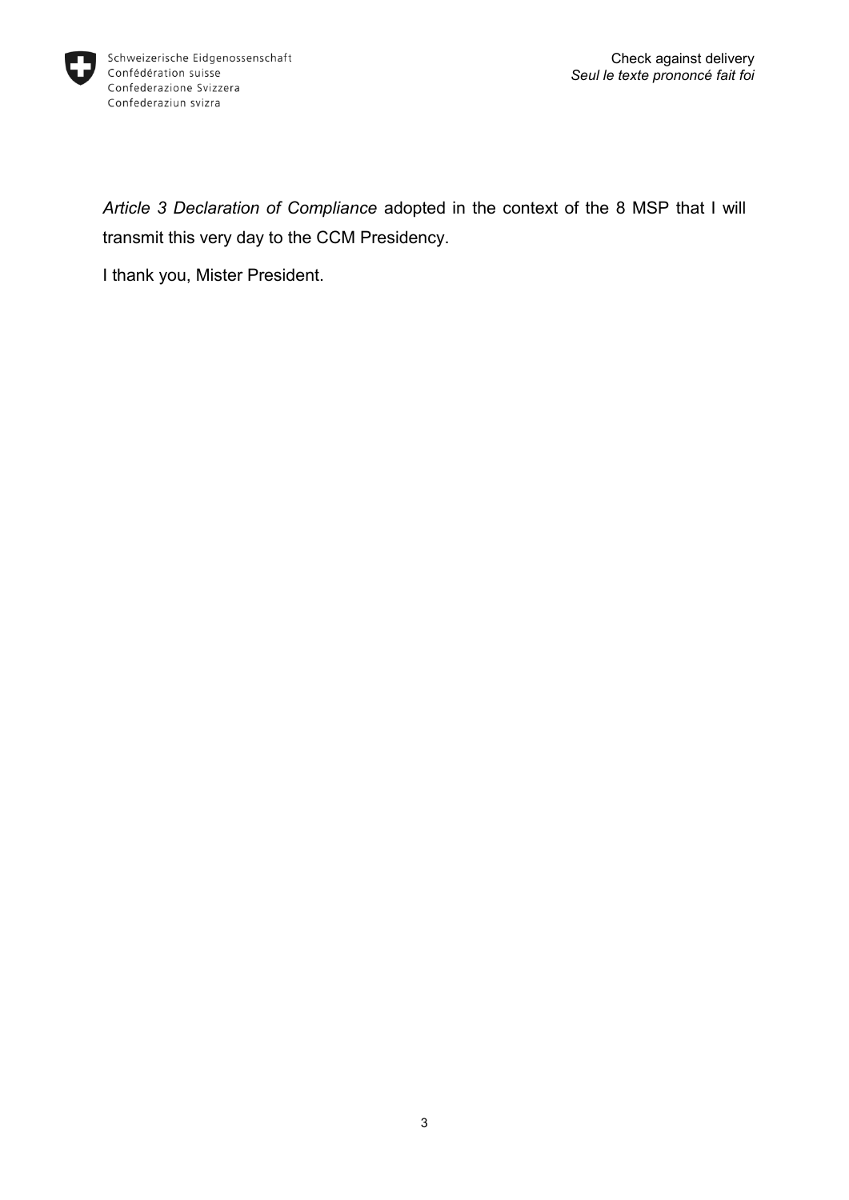*Article 3 Declaration of Compliance* adopted in the context of the 8 MSP that I will transmit this very day to the CCM Presidency.

I thank you, Mister President.